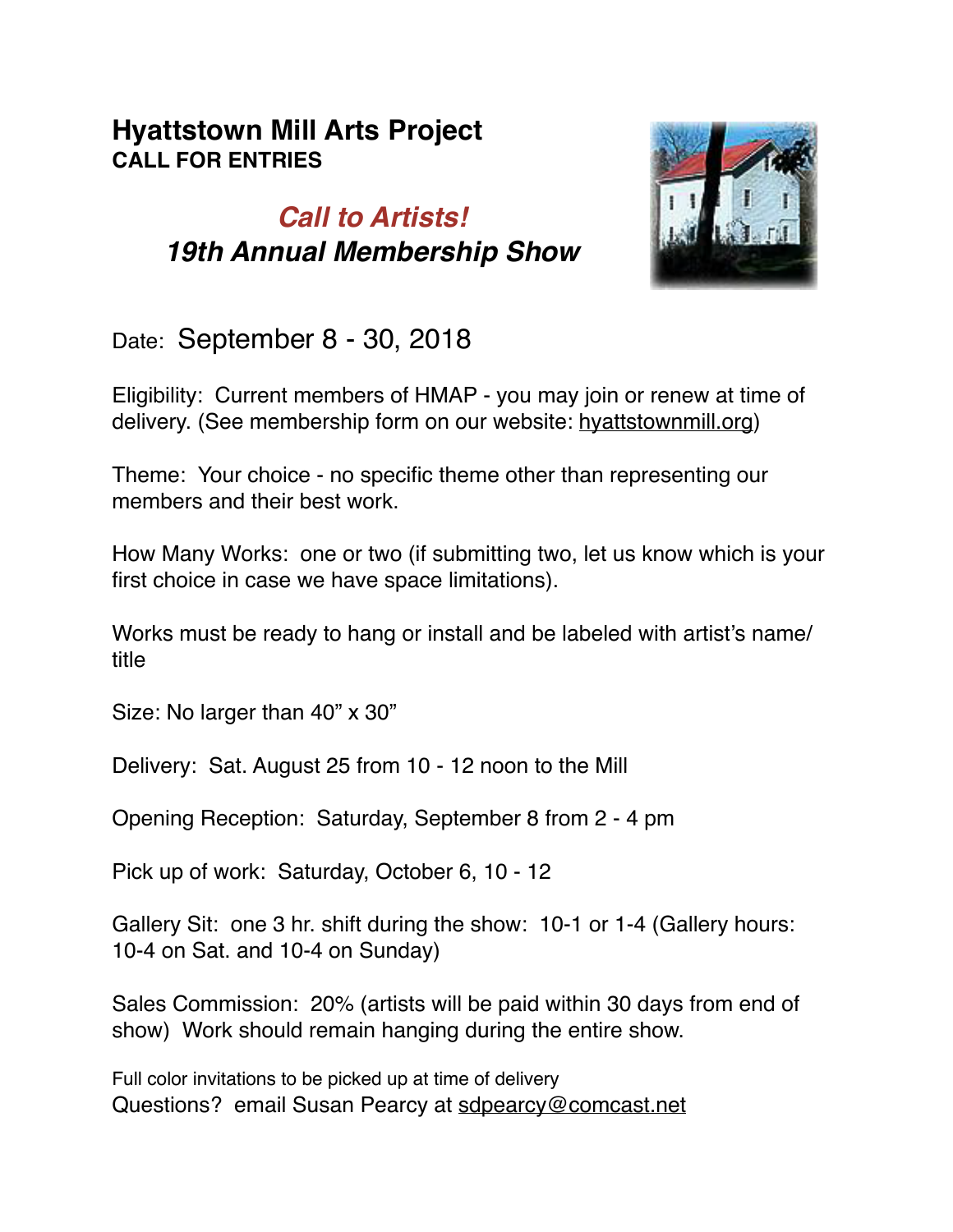# Hyattstown Mill Arts Project

**CALL FOR ENTRIES**

## *Call to Artists!*

## *19th Annual Membership Show*

Date: September 8 - 30, 2018

Eligibility: Current members of HMAP - you may join or renew at time of delivery. (See membership form on our website: hyattstownmill.org)

Theme: Your choice - no specific theme other than representing our members and their best work.

How Many Works: one or two (if submitting two, let us know which is your first choice in case we have space limitations).

Works must be ready to hang or install and be labeled with artist's name/ title

Size: No larger than 40" x 30"

Delivery: Sat. August 25 from 10 - 12 noon to the Mill

Opening Reception: Saturday, September 8 from 2 - 4 pm

Pick up of work: Saturday, October 6, 10 - 12

Gallery Sit: one 3 hr. shift during the show: 10-1 or 1-4 (Gallery hours: 10-4 on Sat. and 10-4 on Sunday)

Sales Commission: 20% (artists will be paid within 30 days from end of show) Work should remain hanging during the entire show.

Full color invitations to be picked up at time of delivery

Questions? email Susan Pearcy at sdpearcy@comcast.net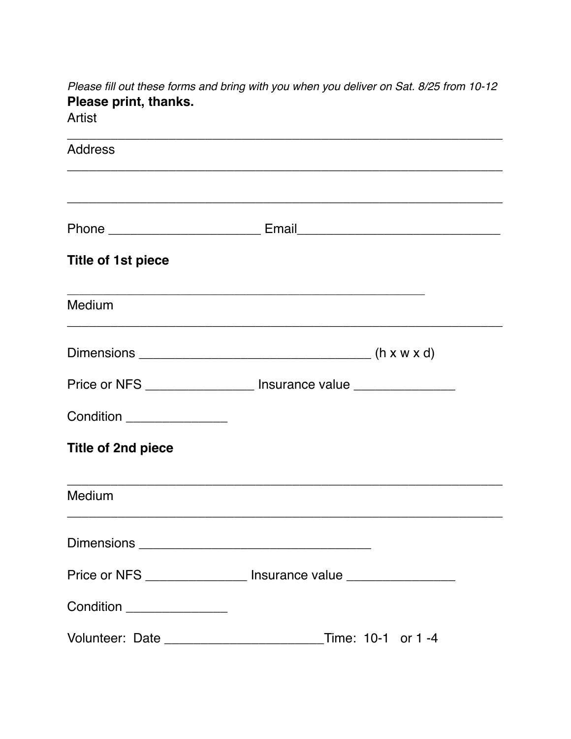*Please fill out these forms and bring with you when you deliver on Sat. 8/25 from 10-12*

**Please print, thanks.**

Artist

______________________________________________________________

Address

______________________________________________________________

______________________________________________________________

Phone ______________________ Email_____________________________

**Title of 1st piece**

____________________________________________________

Medium

______________________________________________________________

Dimensions _________________________________ (h x w x d)

Price or NFS _______________ Insurance value ______________

Condition ______________

**Title of 2nd piece**

______________________________________________________________

Medium

______________________________________________________________

Dimensions _________________________________

Price or NFS ______________ Insurance value _______________

Condition ______________

Volunteer: Date ______________________Time: 10-1 or 1 -4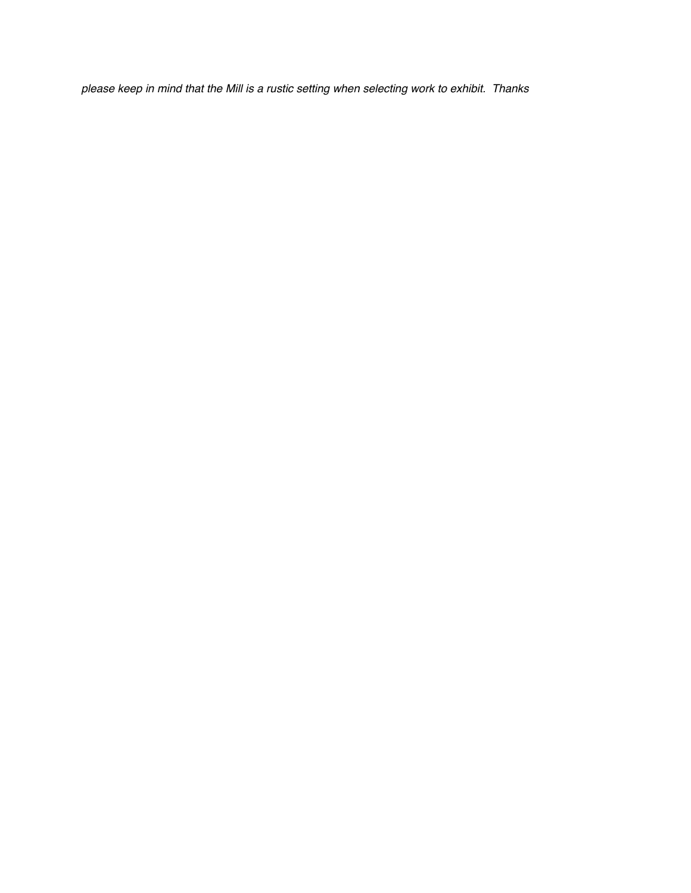*please keep in mind that the Mill is a rustic setting when selecting work to exhibit. Thanks*